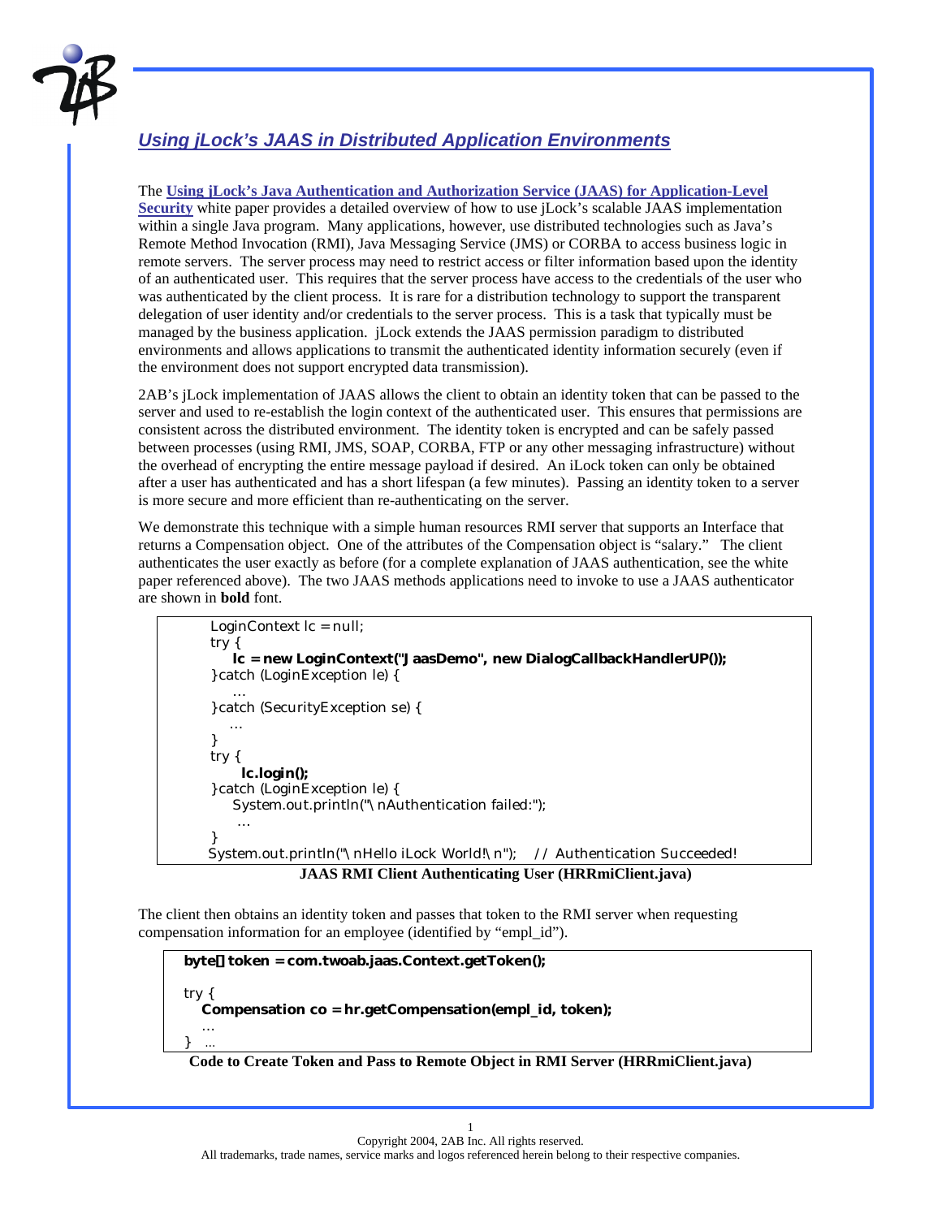## *Using jLock's JAAS in Distributed Application Environments*

The **Using jLock's Java Authentication and Authorization Service (JAAS) for Application-Level Security** white paper provides a detailed overview of how to use jLock's scalable JAAS implementation within a single Java program. Many applications, however, use distributed technologies such as Java's Remote Method Invocation (RMI), Java Messaging Service (JMS) or CORBA to access business logic in remote servers. The server process may need to restrict access or filter information based upon the identity of an authenticated user. This requires that the server process have access to the credentials of the user who was authenticated by the client process. It is rare for a distribution technology to support the transparent delegation of user identity and/or credentials to the server process. This is a task that typically must be managed by the business application. jLock extends the JAAS permission paradigm to distributed environments and allows applications to transmit the authenticated identity information securely (even if the environment does not support encrypted data transmission).

2AB's jLock implementation of JAAS allows the client to obtain an identity token that can be passed to the server and used to re-establish the login context of the authenticated user. This ensures that permissions are consistent across the distributed environment. The identity token is encrypted and can be safely passed between processes (using RMI, JMS, SOAP, CORBA, FTP or any other messaging infrastructure) without the overhead of encrypting the entire message payload if desired. An iLock token can only be obtained after a user has authenticated and has a short lifespan (a few minutes). Passing an identity token to a server is more secure and more efficient than re-authenticating on the server.

We demonstrate this technique with a simple human resources RMI server that supports an Interface that returns a Compensation object. One of the attributes of the Compensation object is "salary." The client authenticates the user exactly as before (for a complete explanation of JAAS authentication, see the white paper referenced above). The two JAAS methods applications need to invoke to use a JAAS authenticator are shown in **bold** font.

```
LoginContext lc = null;
try {
    lc = new LoginContext("JaasDemo", new DialogCallbackHandlerUP());
}catch (LoginException le) {
    ...
}catch (SecurityException se) {
    ...
}
try {
     lc.login();
}catch (LoginException le) {
    System.out.println("\nAuthentication failed:");
     ...
}
System.out.println("\nHello iLock World!\n");    // Authentication Succeeded!
```

**JAAS RMI Client Authenticating User (HRRmiClient.java)**

The client then obtains an identity token and passes that token to the RMI server when requesting compensation information for an employee (identified by "empl_id").

```
byte[] token = com.twoab.jaas.Context.getToken();

try {
   Compensation co = hr.getCompensation(empl_id, token);
   ...
}  ...
```

**Code to Create Token and Pass to Remote Object in RMI Server (HRRmiClient.java)**

Copyright 2004, 2AB Inc. All rights reserved.
All trademarks, trade names, service marks and logos referenced herein belong to their respective companies.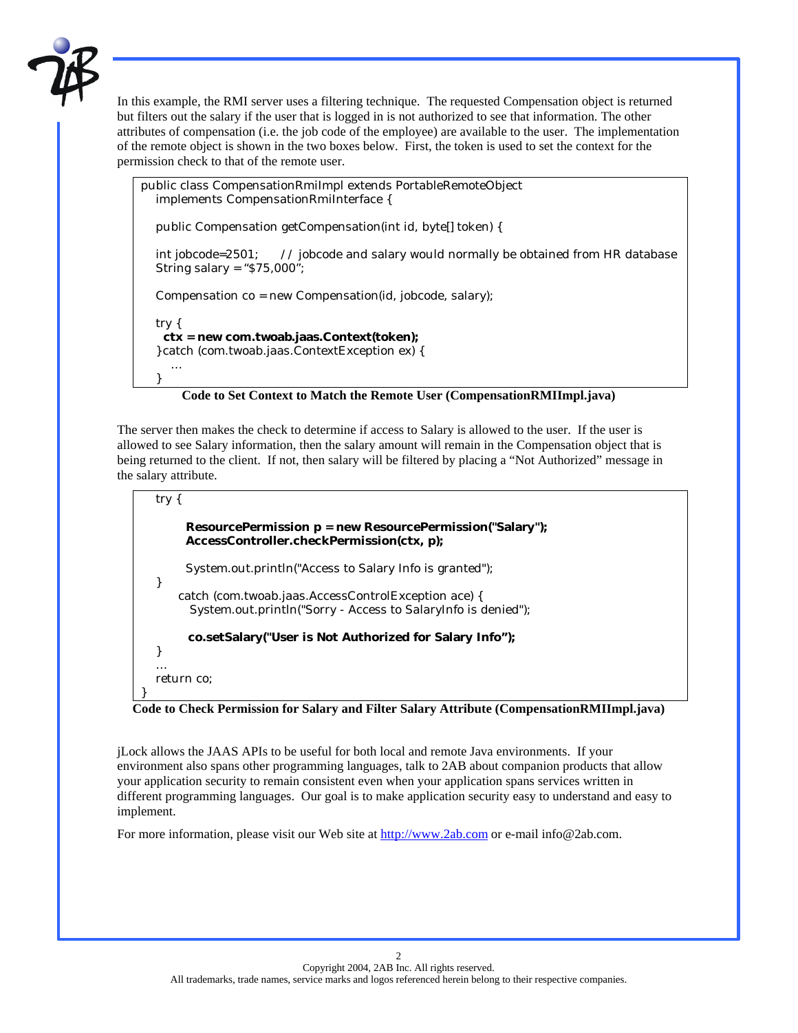In this example, the RMI server uses a filtering technique. The requested Compensation object is returned but filters out the salary if the user that is logged in is not authorized to see that information. The other attributes of compensation (i.e. the job code of the employee) are available to the user. The implementation of the remote object is shown in the two boxes below. First, the token is used to set the context for the permission check to that of the remote user.

```
public class CompensationRmiImpl extends PortableRemoteObject
   implements CompensationRmiInterface {

   public Compensation getCompensation(int id, byte[] token) {

   int jobcode=2501;     // jobcode and salary would normally be obtained from HR database
   String salary = "$75,000";

   Compensation co = new Compensation(id, jobcode, salary);

   try {
     ctx = new com.twoab.jaas.Context(token);
   }catch (com.twoab.jaas.ContextException ex) {
      …
   }
```

**Code to Set Context to Match the Remote User (CompensationRMIImpl.java)**

The server then makes the check to determine if access to Salary is allowed to the user. If the user is allowed to see Salary information, then the salary amount will remain in the Compensation object that is being returned to the client. If not, then salary will be filtered by placing a "Not Authorized" message in the salary attribute.

```
   try {

         ResourcePermission p = new ResourcePermission("Salary");
         AccessController.checkPermission(ctx, p);

         System.out.println("Access to Salary Info is granted");
   }
       catch (com.twoab.jaas.AccessControlException ace) {
          System.out.println("Sorry - Access to SalaryInfo is denied");

          co.setSalary("User is Not Authorized for Salary Info");
   }
   …
   return co;
}
```

**Code to Check Permission for Salary and Filter Salary Attribute (CompensationRMIImpl.java)**

jLock allows the JAAS APIs to be useful for both local and remote Java environments. If your environment also spans other programming languages, talk to 2AB about companion products that allow your application security to remain consistent even when your application spans services written in different programming languages. Our goal is to make application security easy to understand and easy to implement.

For more information, please visit our Web site at http://www.2ab.com or e-mail info@2ab.com.